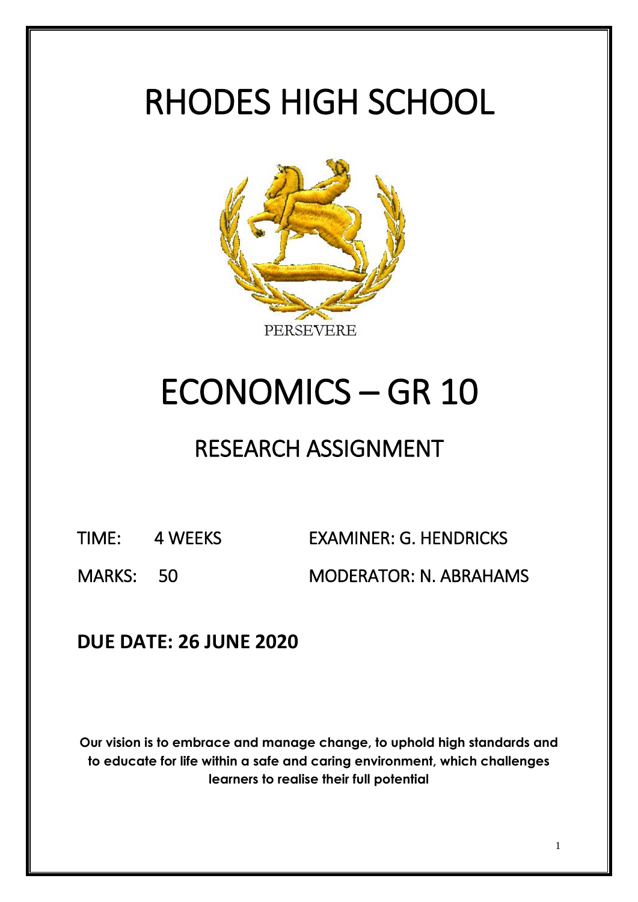# RHODES HIGH SCHOOL

PERSEVERE

# ECONOMICS – GR 10

## RESEARCH ASSIGNMENT

TIME: 4 WEEKS

EXAMINER: G. HENDRICKS

MARKS: 50

MODERATOR: N. ABRAHAMS

**DUE DATE: 26 JUNE 2020**

**Our vision is to embrace and manage change, to uphold high standards and to educate for life within a safe and caring environment, which challenges learners to realise their full potential**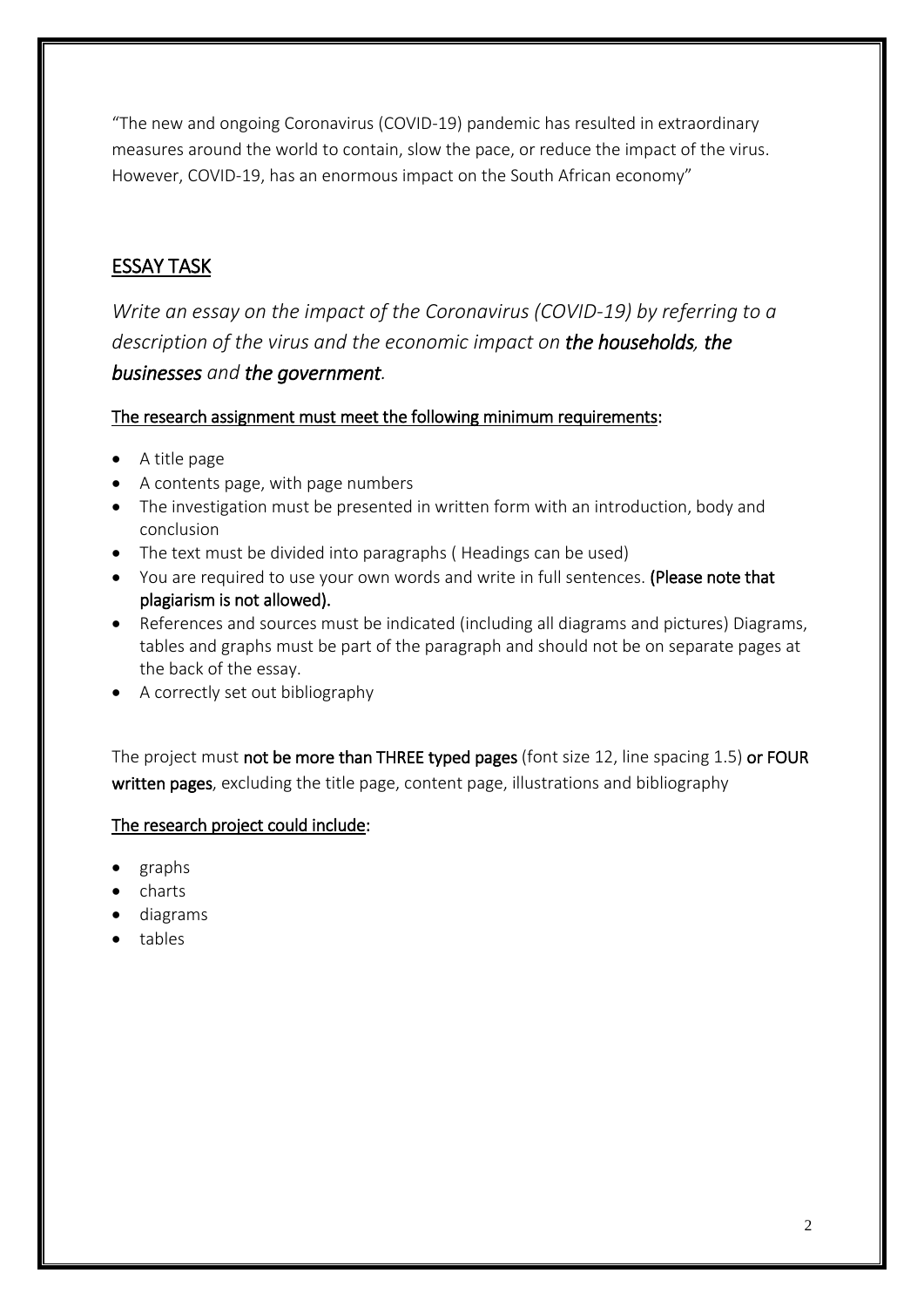"The new and ongoing Coronavirus (COVID-19) pandemic has resulted in extraordinary measures around the world to contain, slow the pace, or reduce the impact of the virus. However, COVID-19, has an enormous impact on the South African economy"

## ESSAY TASK

*Write an essay on the impact of the Coronavirus (COVID-19) by referring to a description of the virus and the economic impact on **the households**, **the businesses** and **the government**.*

**The research assignment must meet the following minimum requirements:**

- A title page
- A contents page, with page numbers
- The investigation must be presented in written form with an introduction, body and conclusion
- The text must be divided into paragraphs ( Headings can be used)
- You are required to use your own words and write in full sentences. **(Please note that plagiarism is not allowed).**
- References and sources must be indicated (including all diagrams and pictures) Diagrams, tables and graphs must be part of the paragraph and should not be on separate pages at the back of the essay.
- A correctly set out bibliography

The project must **not be more than THREE typed pages** (font size 12, line spacing 1.5) **or FOUR written pages**, excluding the title page, content page, illustrations and bibliography

**The research project could include:**

- graphs
- charts
- diagrams
- tables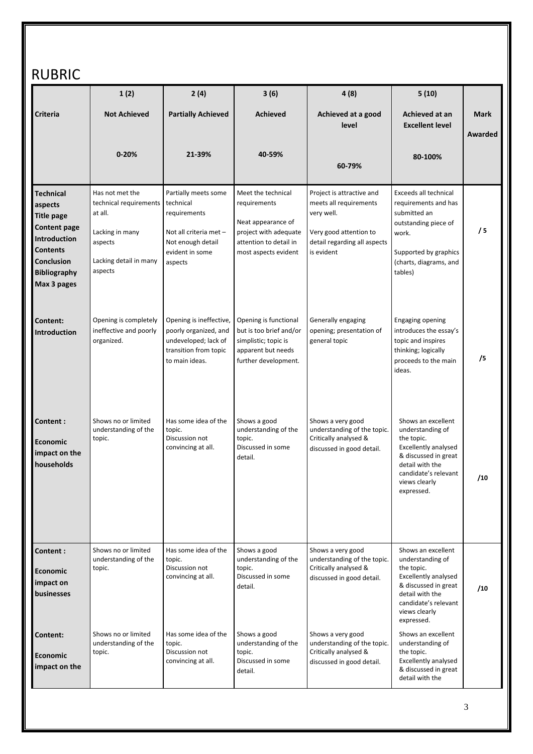# RUBRIC

| Criteria | 1 (2) Not Achieved 0-20% | 2 (4) Partially Achieved 21-39% | 3 (6) Achieved 40-59% | 4 (8) Achieved at a good level 60-79% | 5 (10) Achieved at an Excellent level 80-100% | Mark Awarded |
|---|---|---|---|---|---|---|
| **Technical aspects** **Title page** **Content page** **Introduction** **Contents** **Conclusion** **Bibliography** **Max 3 pages** | Has not met the technical requirements at all. Lacking in many aspects Lacking detail in many aspects | Partially meets some technical requirements Not all criteria met – Not enough detail evident in some aspects | Meet the technical requirements Neat appearance of project with adequate attention to detail in most aspects evident | Project is attractive and meets all requirements very well. Very good attention to detail regarding all aspects is evident | Exceeds all technical requirements and has submitted an outstanding piece of work. Supported by graphics (charts, diagrams, and tables) | / 5 |
| **Content: Introduction** | Opening is completely ineffective and poorly organized. | Opening is ineffective, poorly organized, and undeveloped; lack of transition from topic to main ideas. | Opening is functional but is too brief and/or simplistic; topic is apparent but needs further development. | Generally engaging opening; presentation of general topic | Engaging opening introduces the essay's topic and inspires thinking; logically proceeds to the main ideas. | /5 |
| **Content : Economic impact on the households** | Shows no or limited understanding of the topic. | Has some idea of the topic. Discussion not convincing at all. | Shows a good understanding of the topic. Discussed in some detail. | Shows a very good understanding of the topic. Critically analysed & discussed in good detail. | Shows an excellent understanding of the topic. Excellently analysed & discussed in great detail with the candidate's relevant views clearly expressed. | /10 |
| **Content : Economic impact on businesses** | Shows no or limited understanding of the topic. | Has some idea of the topic. Discussion not convincing at all. | Shows a good understanding of the topic. Discussed in some detail. | Shows a very good understanding of the topic. Critically analysed & discussed in good detail. | Shows an excellent understanding of the topic. Excellently analysed & discussed in great detail with the candidate's relevant views clearly expressed. | /10 |
| **Content: Economic impact on the** | Shows no or limited understanding of the topic. | Has some idea of the topic. Discussion not convincing at all. | Shows a good understanding of the topic. Discussed in some detail. | Shows a very good understanding of the topic. Critically analysed & discussed in good detail. | Shows an excellent understanding of the topic. Excellently analysed & discussed in great detail with the | |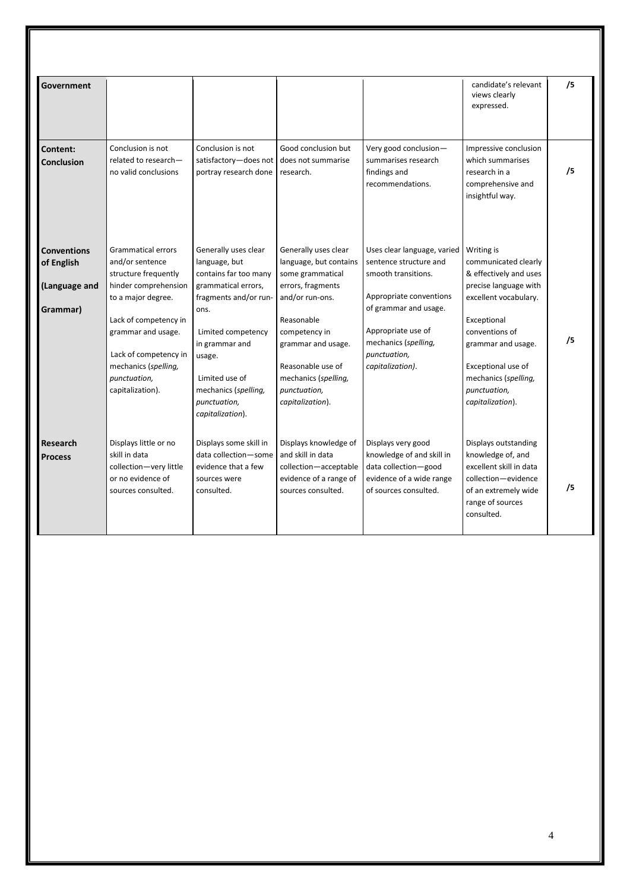| | | | | | | |
|---|---|---|---|---|---|---|
| **Government** | | | | | candidate's relevant views clearly expressed. | **/5** |
| **Content: Conclusion** | Conclusion is not related to research—no valid conclusions | Conclusion is not satisfactory—does not portray research done | Good conclusion but does not summarise research. | Very good conclusion—summarises research findings and recommendations. | Impressive conclusion which summarises research in a comprehensive and insightful way. | **/5** |
| **Conventions of English (Language and Grammar)** | Grammatical errors and/or sentence structure frequently hinder comprehension to a major degree.<br><br>Lack of competency in grammar and usage.<br><br>Lack of competency in mechanics (*spelling, punctuation,* capitalization). | Generally uses clear language, but contains far too many grammatical errors, fragments and/or run-ons.<br><br>Limited competency in grammar and usage.<br><br>Limited use of mechanics (*spelling, punctuation, capitalization*). | Generally uses clear language, but contains some grammatical errors, fragments and/or run-ons.<br><br>Reasonable competency in grammar and usage.<br><br>Reasonable use of mechanics (*spelling, punctuation, capitalization*). | Uses clear language, varied sentence structure and smooth transitions.<br><br>Appropriate conventions of grammar and usage.<br><br>Appropriate use of mechanics (*spelling, punctuation, capitalization)*. | Writing is communicated clearly & effectively and uses precise language with excellent vocabulary.<br><br>Exceptional conventions of grammar and usage.<br><br>Exceptional use of mechanics (*spelling, punctuation, capitalization*). | **/5** |
| **Research Process** | Displays little or no skill in data collection—very little or no evidence of sources consulted. | Displays some skill in data collection—some evidence that a few sources were consulted. | Displays knowledge of and skill in data collection—acceptable evidence of a range of sources consulted. | Displays very good knowledge of and skill in data collection—good evidence of a wide range of sources consulted. | Displays outstanding knowledge of, and excellent skill in data collection—evidence of an extremely wide range of sources consulted. | **/5** |